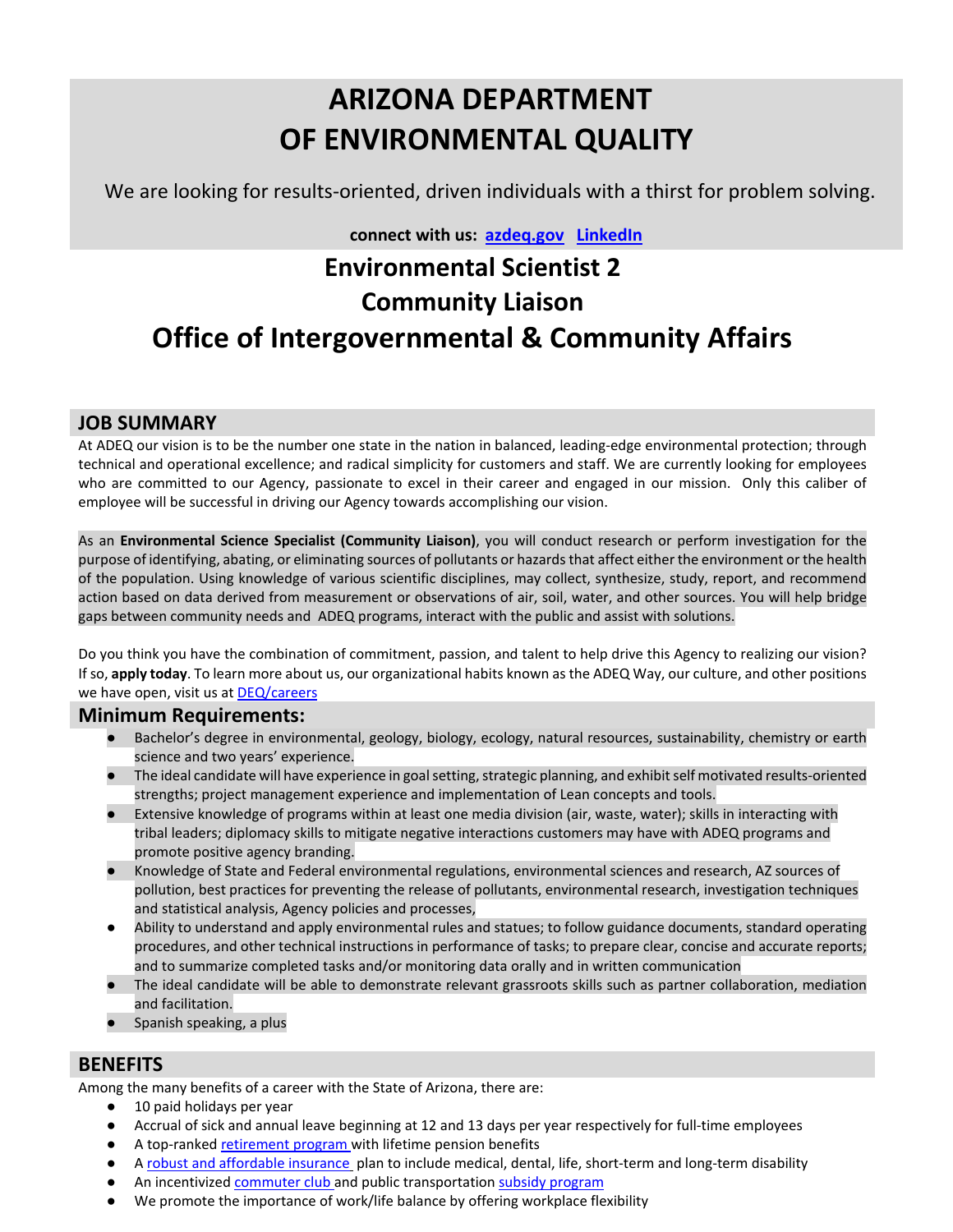# ARIZONA DEPARTMENT OF ENVIRONMENTAL QUALITY

We are looking for results-oriented, driven individuals with a thirst for problem solving.

**connect with us: [azdeq.gov](azdeq.gov) [LinkedIn]()**

# Environmental Scientist 2
# Community Liaison
# Office of Intergovernmental & Community Affairs

## JOB SUMMARY

At ADEQ our vision is to be the number one state in the nation in balanced, leading-edge environmental protection; through technical and operational excellence; and radical simplicity for customers and staff. We are currently looking for employees who are committed to our Agency, passionate to excel in their career and engaged in our mission. Only this caliber of employee will be successful in driving our Agency towards accomplishing our vision.

As an **Environmental Science Specialist (Community Liaison)**, you will conduct research or perform investigation for the purpose of identifying, abating, or eliminating sources of pollutants or hazards that affect either the environment or the health of the population. Using knowledge of various scientific disciplines, may collect, synthesize, study, report, and recommend action based on data derived from measurement or observations of air, soil, water, and other sources. You will help bridge gaps between community needs and ADEQ programs, interact with the public and assist with solutions.

Do you think you have the combination of commitment, passion, and talent to help drive this Agency to realizing our vision? If so, **apply today**. To learn more about us, our organizational habits known as the ADEQ Way, our culture, and other positions we have open, visit us at [DEQ/careers]()

## Minimum Requirements:

- Bachelor's degree in environmental, geology, biology, ecology, natural resources, sustainability, chemistry or earth science and two years' experience.
- The ideal candidate will have experience in goal setting, strategic planning, and exhibit self motivated results-oriented strengths; project management experience and implementation of Lean concepts and tools.
- Extensive knowledge of programs within at least one media division (air, waste, water); skills in interacting with tribal leaders; diplomacy skills to mitigate negative interactions customers may have with ADEQ programs and promote positive agency branding.
- Knowledge of State and Federal environmental regulations, environmental sciences and research, AZ sources of pollution, best practices for preventing the release of pollutants, environmental research, investigation techniques and statistical analysis, Agency policies and processes,
- Ability to understand and apply environmental rules and statues; to follow guidance documents, standard operating procedures, and other technical instructions in performance of tasks; to prepare clear, concise and accurate reports; and to summarize completed tasks and/or monitoring data orally and in written communication
- The ideal candidate will be able to demonstrate relevant grassroots skills such as partner collaboration, mediation and facilitation.
- Spanish speaking, a plus

## BENEFITS

Among the many benefits of a career with the State of Arizona, there are:

- 10 paid holidays per year
- Accrual of sick and annual leave beginning at 12 and 13 days per year respectively for full-time employees
- A top-ranked [retirement program]() with lifetime pension benefits
- A [robust and affordable insurance]() plan to include medical, dental, life, short-term and long-term disability
- An incentivized [commuter club]() and public transportation [subsidy program]()
- We promote the importance of work/life balance by offering workplace flexibility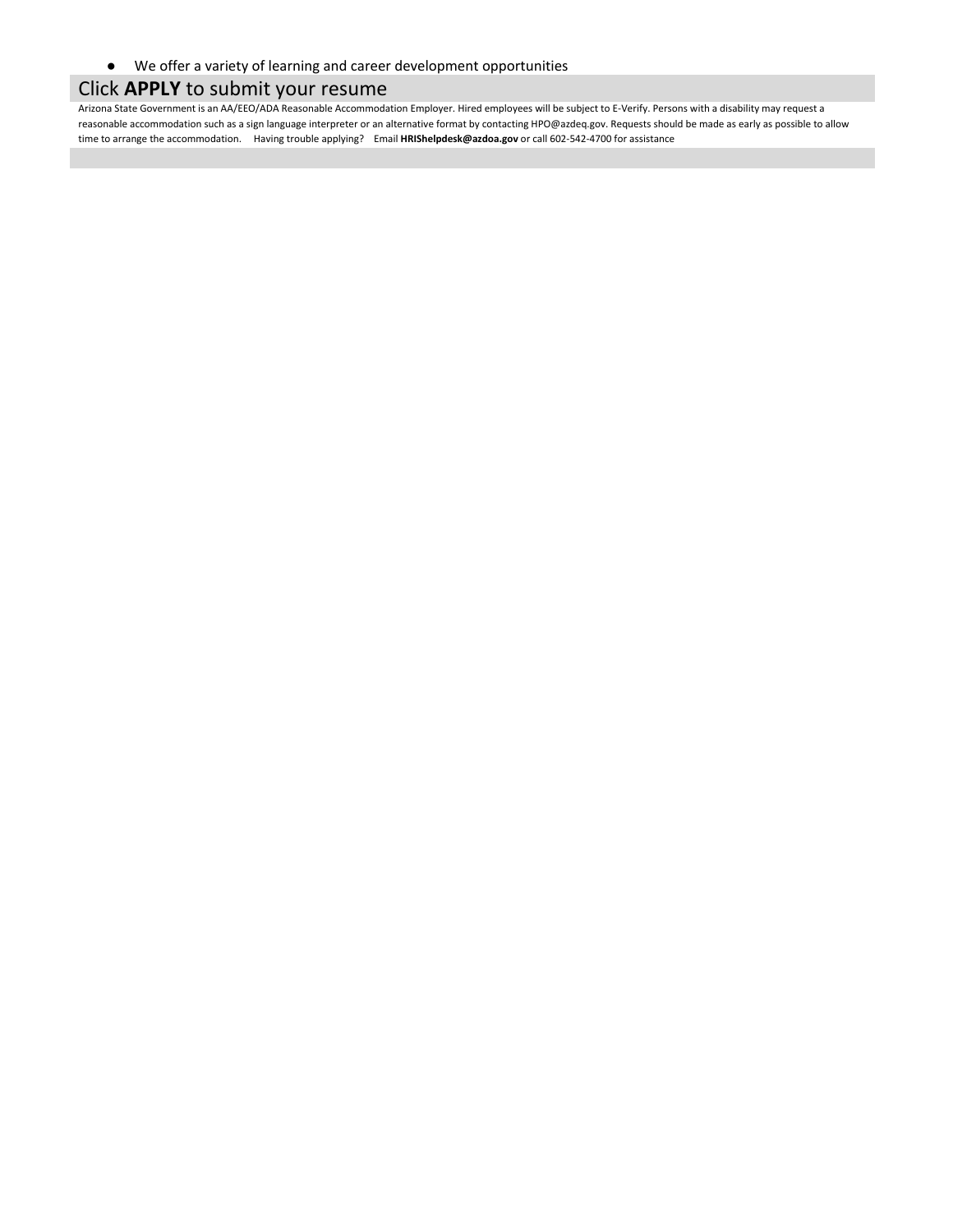- We offer a variety of learning and career development opportunities

## Click **APPLY** to submit your resume

Arizona State Government is an AA/EEO/ADA Reasonable Accommodation Employer. Hired employees will be subject to E-Verify. Persons with a disability may request a reasonable accommodation such as a sign language interpreter or an alternative format by contacting HPO@azdeq.gov. Requests should be made as early as possible to allow time to arrange the accommodation. Having trouble applying? Email **HRIShelpdesk@azdoa.gov** or call 602-542-4700 for assistance